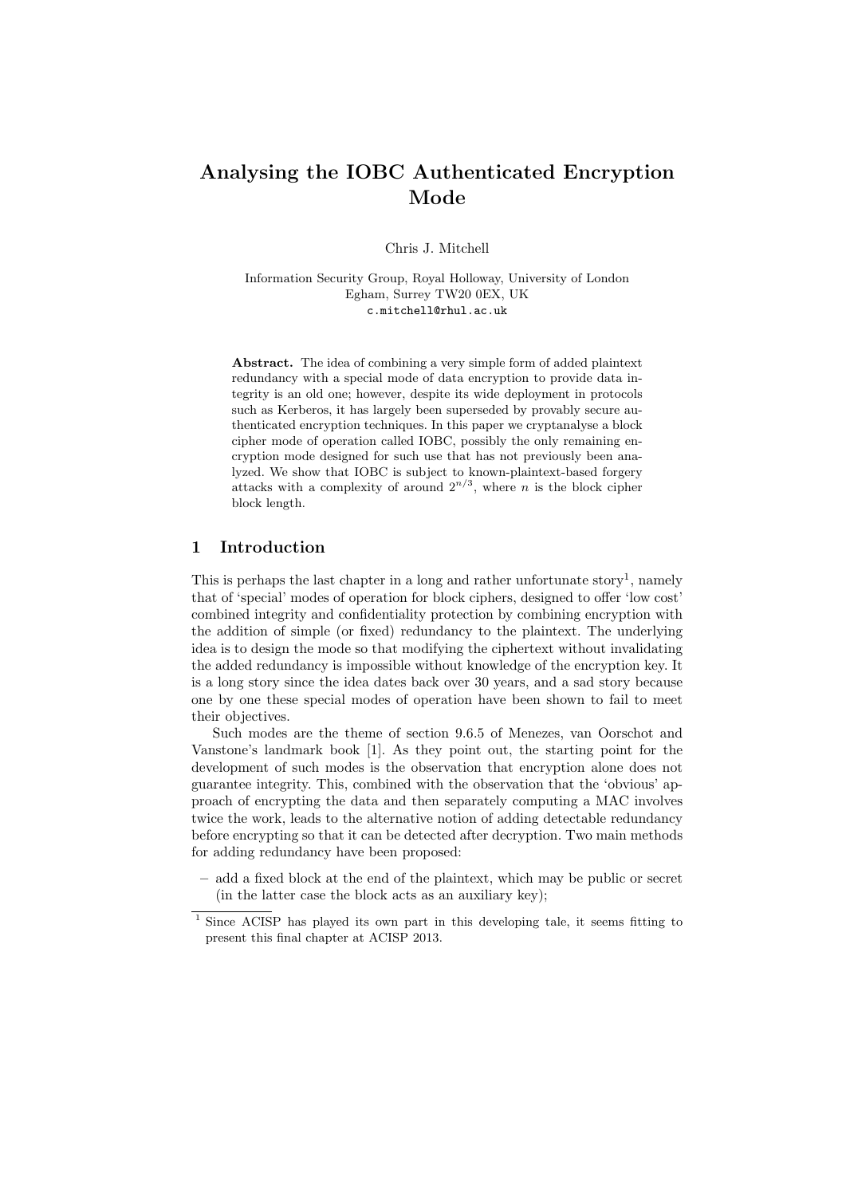# Analysing the IOBC Authenticated Encryption Mode

Chris J. Mitchell

Information Security Group, Royal Holloway, University of London
Egham, Surrey TW20 0EX, UK
c.mitchell@rhul.ac.uk

**Abstract.** The idea of combining a very simple form of added plaintext redundancy with a special mode of data encryption to provide data integrity is an old one; however, despite its wide deployment in protocols such as Kerberos, it has largely been superseded by provably secure authenticated encryption techniques. In this paper we cryptanalyse a block cipher mode of operation called IOBC, possibly the only remaining encryption mode designed for such use that has not previously been analyzed. We show that IOBC is subject to known-plaintext-based forgery attacks with a complexity of around $2^{n/3}$, where $n$ is the block cipher block length.

## 1 Introduction

This is perhaps the last chapter in a long and rather unfortunate story[1], namely that of 'special' modes of operation for block ciphers, designed to offer 'low cost' combined integrity and confidentiality protection by combining encryption with the addition of simple (or fixed) redundancy to the plaintext. The underlying idea is to design the mode so that modifying the ciphertext without invalidating the added redundancy is impossible without knowledge of the encryption key. It is a long story since the idea dates back over 30 years, and a sad story because one by one these special modes of operation have been shown to fail to meet their objectives.

Such modes are the theme of section 9.6.5 of Menezes, van Oorschot and Vanstone's landmark book [1]. As they point out, the starting point for the development of such modes is the observation that encryption alone does not guarantee integrity. This, combined with the observation that the 'obvious' approach of encrypting the data and then separately computing a MAC involves twice the work, leads to the alternative notion of adding detectable redundancy before encrypting so that it can be detected after decryption. Two main methods for adding redundancy have been proposed:

– add a fixed block at the end of the plaintext, which may be public or secret (in the latter case the block acts as an auxiliary key);

[1] Since ACISP has played its own part in this developing tale, it seems fitting to present this final chapter at ACISP 2013.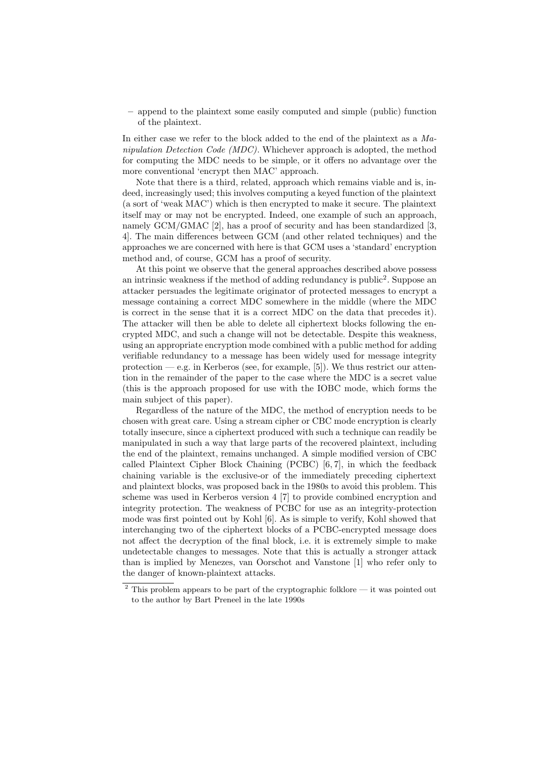– append to the plaintext some easily computed and simple (public) function of the plaintext.

In either case we refer to the block added to the end of the plaintext as a *Manipulation Detection Code (MDC)*. Whichever approach is adopted, the method for computing the MDC needs to be simple, or it offers no advantage over the more conventional 'encrypt then MAC' approach.

Note that there is a third, related, approach which remains viable and is, indeed, increasingly used; this involves computing a keyed function of the plaintext (a sort of 'weak MAC') which is then encrypted to make it secure. The plaintext itself may or may not be encrypted. Indeed, one example of such an approach, namely GCM/GMAC [2], has a proof of security and has been standardized [3, 4]. The main differences between GCM (and other related techniques) and the approaches we are concerned with here is that GCM uses a 'standard' encryption method and, of course, GCM has a proof of security.

At this point we observe that the general approaches described above possess an intrinsic weakness if the method of adding redundancy is public[2]. Suppose an attacker persuades the legitimate originator of protected messages to encrypt a message containing a correct MDC somewhere in the middle (where the MDC is correct in the sense that it is a correct MDC on the data that precedes it). The attacker will then be able to delete all ciphertext blocks following the encrypted MDC, and such a change will not be detectable. Despite this weakness, using an appropriate encryption mode combined with a public method for adding verifiable redundancy to a message has been widely used for message integrity protection — e.g. in Kerberos (see, for example, [5]). We thus restrict our attention in the remainder of the paper to the case where the MDC is a secret value (this is the approach proposed for use with the IOBC mode, which forms the main subject of this paper).

Regardless of the nature of the MDC, the method of encryption needs to be chosen with great care. Using a stream cipher or CBC mode encryption is clearly totally insecure, since a ciphertext produced with such a technique can readily be manipulated in such a way that large parts of the recovered plaintext, including the end of the plaintext, remains unchanged. A simple modified version of CBC called Plaintext Cipher Block Chaining (PCBC) [6, 7], in which the feedback chaining variable is the exclusive-or of the immediately preceding ciphertext and plaintext blocks, was proposed back in the 1980s to avoid this problem. This scheme was used in Kerberos version 4 [7] to provide combined encryption and integrity protection. The weakness of PCBC for use as an integrity-protection mode was first pointed out by Kohl [6]. As is simple to verify, Kohl showed that interchanging two of the ciphertext blocks of a PCBC-encrypted message does not affect the decryption of the final block, i.e. it is extremely simple to make undetectable changes to messages. Note that this is actually a stronger attack than is implied by Menezes, van Oorschot and Vanstone [1] who refer only to the danger of known-plaintext attacks.

[2] This problem appears to be part of the cryptographic folklore — it was pointed out to the author by Bart Preneel in the late 1990s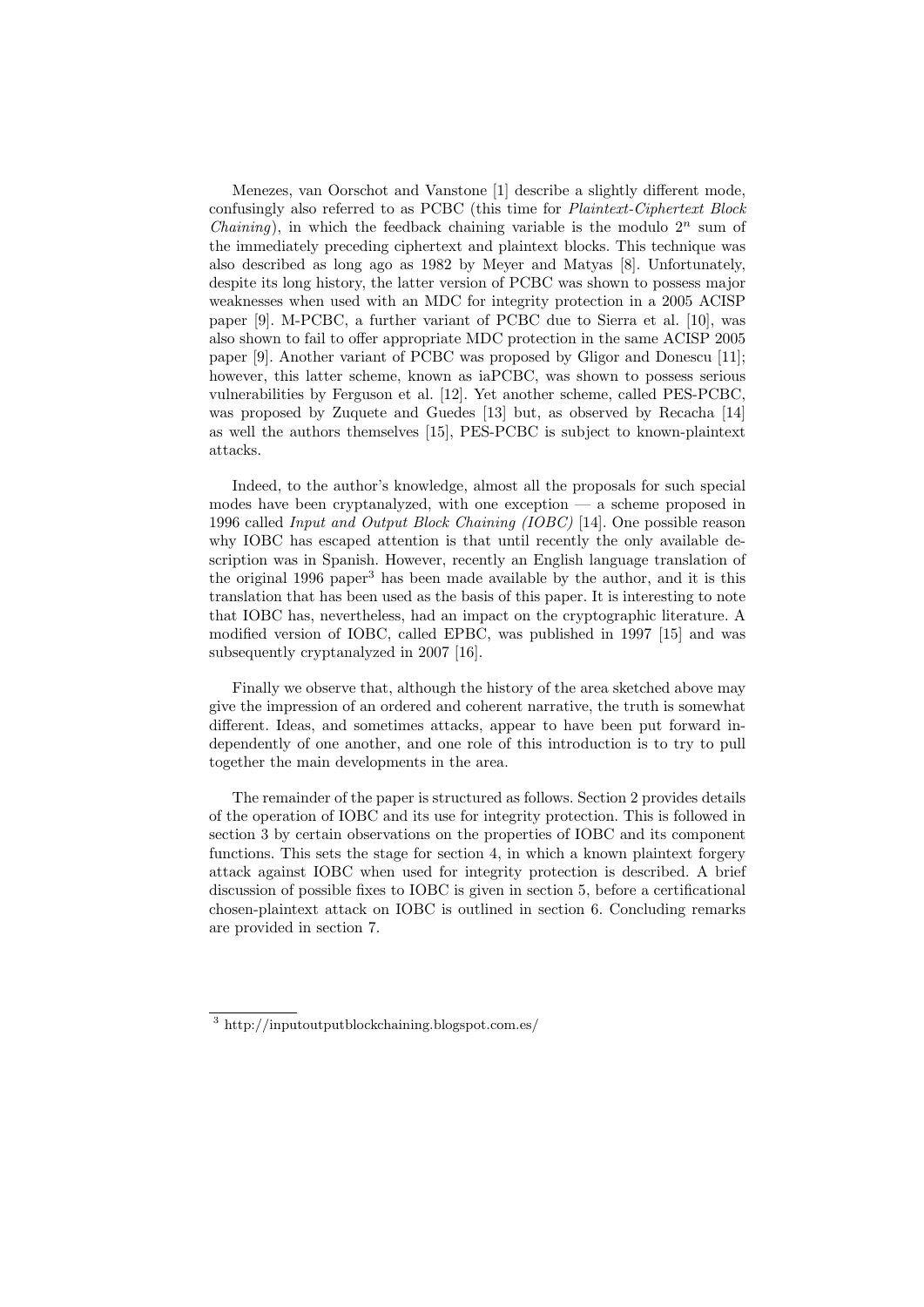Menezes, van Oorschot and Vanstone [1] describe a slightly different mode, confusingly also referred to as PCBC (this time for *Plaintext-Ciphertext Block Chaining*), in which the feedback chaining variable is the modulo $2^n$ sum of the immediately preceding ciphertext and plaintext blocks. This technique was also described as long ago as 1982 by Meyer and Matyas [8]. Unfortunately, despite its long history, the latter version of PCBC was shown to possess major weaknesses when used with an MDC for integrity protection in a 2005 ACISP paper [9]. M-PCBC, a further variant of PCBC due to Sierra et al. [10], was also shown to fail to offer appropriate MDC protection in the same ACISP 2005 paper [9]. Another variant of PCBC was proposed by Gligor and Donescu [11]; however, this latter scheme, known as iaPCBC, was shown to possess serious vulnerabilities by Ferguson et al. [12]. Yet another scheme, called PES-PCBC, was proposed by Zuquete and Guedes [13] but, as observed by Recacha [14] as well the authors themselves [15], PES-PCBC is subject to known-plaintext attacks.

Indeed, to the author's knowledge, almost all the proposals for such special modes have been cryptanalyzed, with one exception — a scheme proposed in 1996 called *Input and Output Block Chaining (IOBC)* [14]. One possible reason why IOBC has escaped attention is that until recently the only available description was in Spanish. However, recently an English language translation of the original 1996 paper[3] has been made available by the author, and it is this translation that has been used as the basis of this paper. It is interesting to note that IOBC has, nevertheless, had an impact on the cryptographic literature. A modified version of IOBC, called EPBC, was published in 1997 [15] and was subsequently cryptanalyzed in 2007 [16].

Finally we observe that, although the history of the area sketched above may give the impression of an ordered and coherent narrative, the truth is somewhat different. Ideas, and sometimes attacks, appear to have been put forward independently of one another, and one role of this introduction is to try to pull together the main developments in the area.

The remainder of the paper is structured as follows. Section 2 provides details of the operation of IOBC and its use for integrity protection. This is followed in section 3 by certain observations on the properties of IOBC and its component functions. This sets the stage for section 4, in which a known plaintext forgery attack against IOBC when used for integrity protection is described. A brief discussion of possible fixes to IOBC is given in section 5, before a certificational chosen-plaintext attack on IOBC is outlined in section 6. Concluding remarks are provided in section 7.

[3] http://inputoutputblockchaining.blogspot.com.es/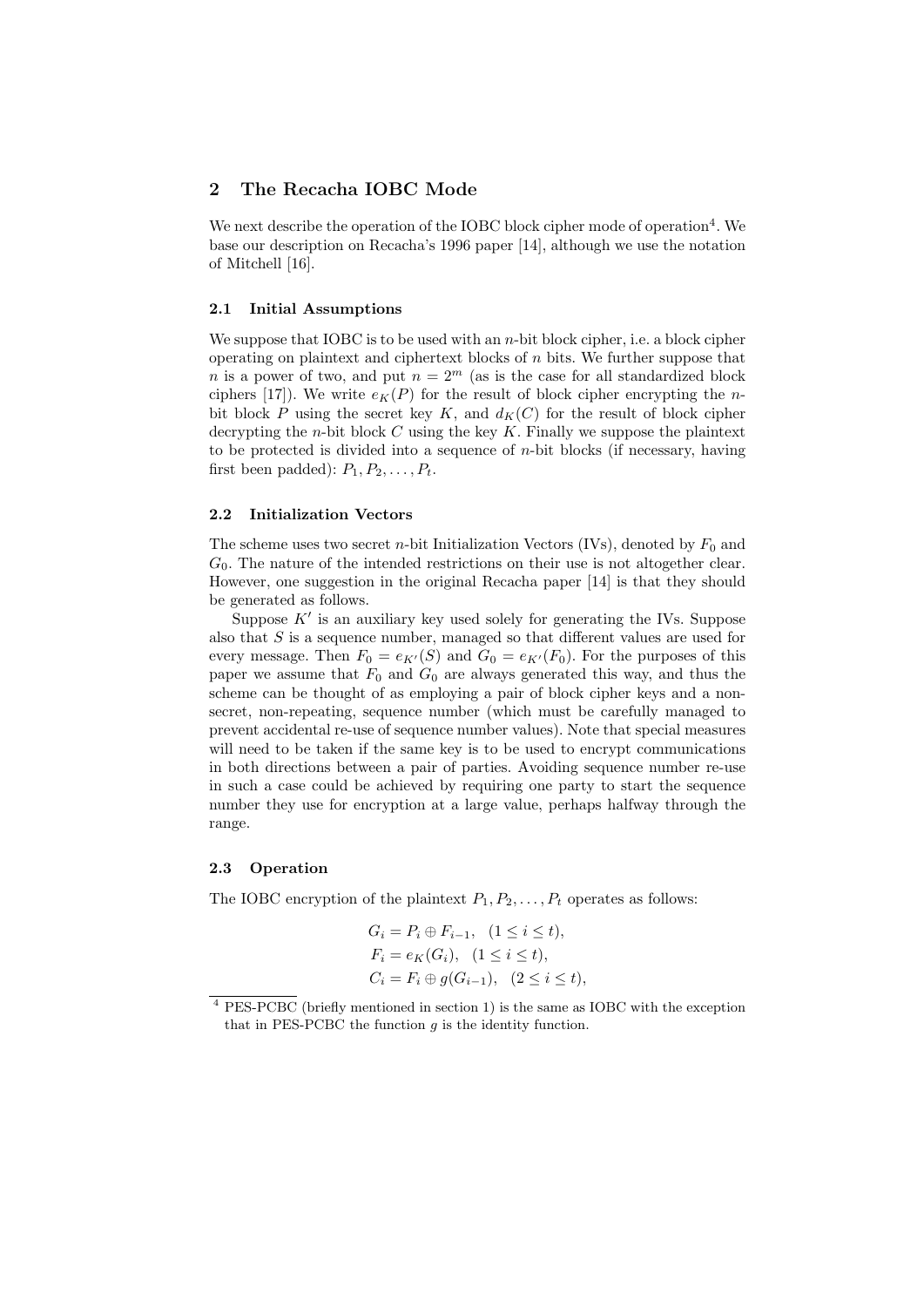## 2 The Recacha IOBC Mode

We next describe the operation of the IOBC block cipher mode of operation[4]. We base our description on Recacha's 1996 paper [14], although we use the notation of Mitchell [16].

### 2.1 Initial Assumptions

We suppose that IOBC is to be used with an $n$-bit block cipher, i.e. a block cipher operating on plaintext and ciphertext blocks of $n$ bits. We further suppose that $n$ is a power of two, and put $n = 2^m$ (as is the case for all standardized block ciphers [17]). We write $e_K(P)$ for the result of block cipher encrypting the $n$-bit block $P$ using the secret key $K$, and $d_K(C)$ for the result of block cipher decrypting the $n$-bit block $C$ using the key $K$. Finally we suppose the plaintext to be protected is divided into a sequence of $n$-bit blocks (if necessary, having first been padded): $P_1, P_2, \ldots, P_t$.

### 2.2 Initialization Vectors

The scheme uses two secret $n$-bit Initialization Vectors (IVs), denoted by $F_0$ and $G_0$. The nature of the intended restrictions on their use is not altogether clear. However, one suggestion in the original Recacha paper [14] is that they should be generated as follows.

Suppose $K'$ is an auxiliary key used solely for generating the IVs. Suppose also that $S$ is a sequence number, managed so that different values are used for every message. Then $F_0 = e_{K'}(S)$ and $G_0 = e_{K'}(F_0)$. For the purposes of this paper we assume that $F_0$ and $G_0$ are always generated this way, and thus the scheme can be thought of as employing a pair of block cipher keys and a non-secret, non-repeating, sequence number (which must be carefully managed to prevent accidental re-use of sequence number values). Note that special measures will need to be taken if the same key is to be used to encrypt communications in both directions between a pair of parties. Avoiding sequence number re-use in such a case could be achieved by requiring one party to start the sequence number they use for encryption at a large value, perhaps halfway through the range.

### 2.3 Operation

The IOBC encryption of the plaintext $P_1, P_2, \ldots, P_t$ operates as follows:

$$G_i = P_i \oplus F_{i-1}, \quad (1 \le i \le t),$$
$$F_i = e_K(G_i), \quad (1 \le i \le t),$$
$$C_i = F_i \oplus g(G_{i-1}), \quad (2 \le i \le t),$$

[4] PES-PCBC (briefly mentioned in section 1) is the same as IOBC with the exception that in PES-PCBC the function $g$ is the identity function.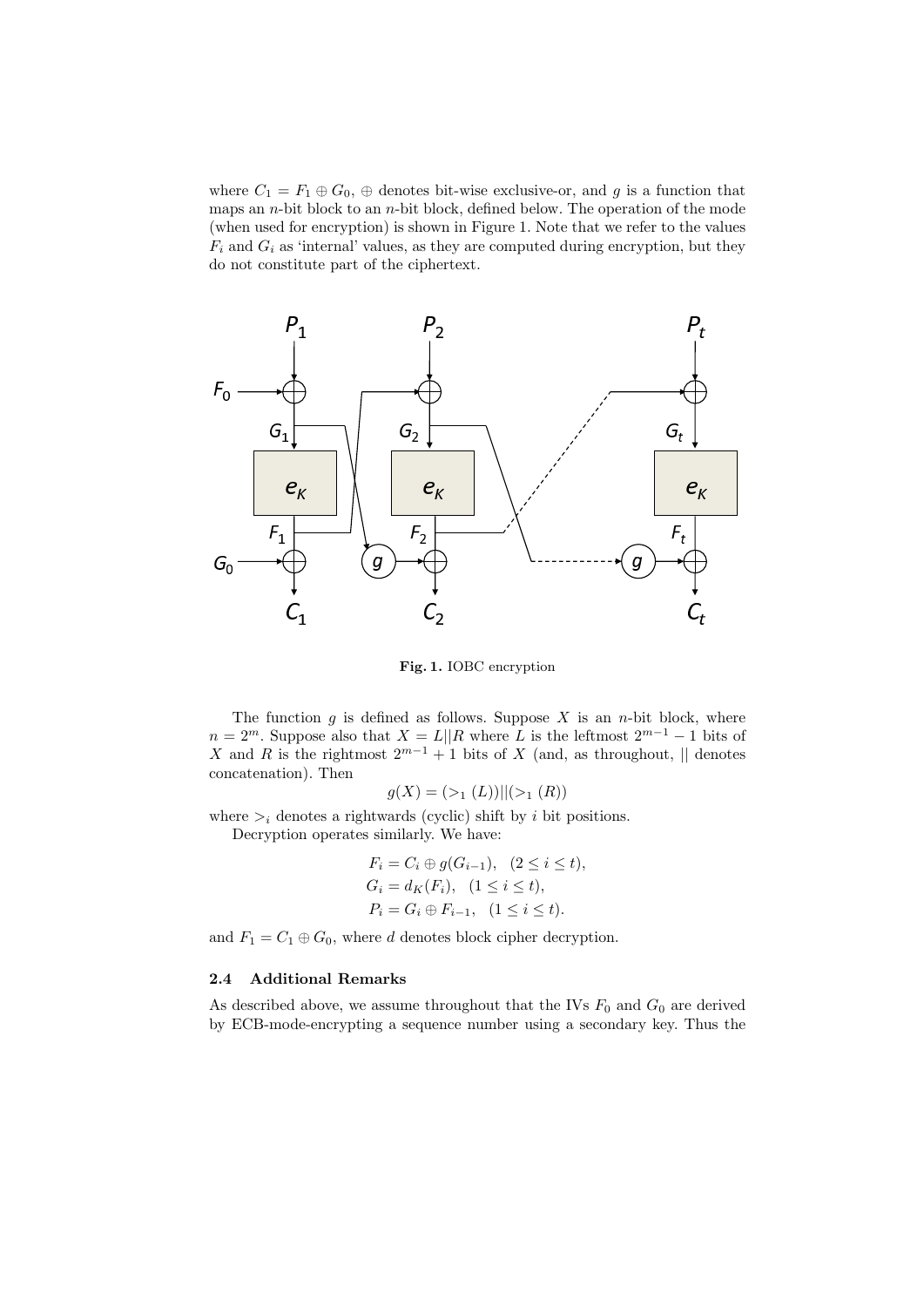where $C_1 = F_1 \oplus G_0$, $\oplus$ denotes bit-wise exclusive-or, and $g$ is a function that maps an $n$-bit block to an $n$-bit block, defined below. The operation of the mode (when used for encryption) is shown in Figure 1. Note that we refer to the values $F_i$ and $G_i$ as 'internal' values, as they are computed during encryption, but they do not constitute part of the ciphertext.

**Fig. 1.** IOBC encryption

The function $g$ is defined as follows. Suppose $X$ is an $n$-bit block, where $n = 2^m$. Suppose also that $X = L||R$ where $L$ is the leftmost $2^{m-1} - 1$ bits of $X$ and $R$ is the rightmost $2^{m-1} + 1$ bits of $X$ (and, as throughout, $||$ denotes concatenation). Then

$$g(X) = (>_1 (L))||(>_1 (R))$$

where $>_i$ denotes a rightwards (cyclic) shift by $i$ bit positions.

Decryption operates similarly. We have:

$$F_i = C_i \oplus g(G_{i-1}), \quad (2 \leq i \leq t),$$
$$G_i = d_K(F_i), \quad (1 \leq i \leq t),$$
$$P_i = G_i \oplus F_{i-1}, \quad (1 \leq i \leq t).$$

and $F_1 = C_1 \oplus G_0$, where $d$ denotes block cipher decryption.

### 2.4 Additional Remarks

As described above, we assume throughout that the IVs $F_0$ and $G_0$ are derived by ECB-mode-encrypting a sequence number using a secondary key. Thus the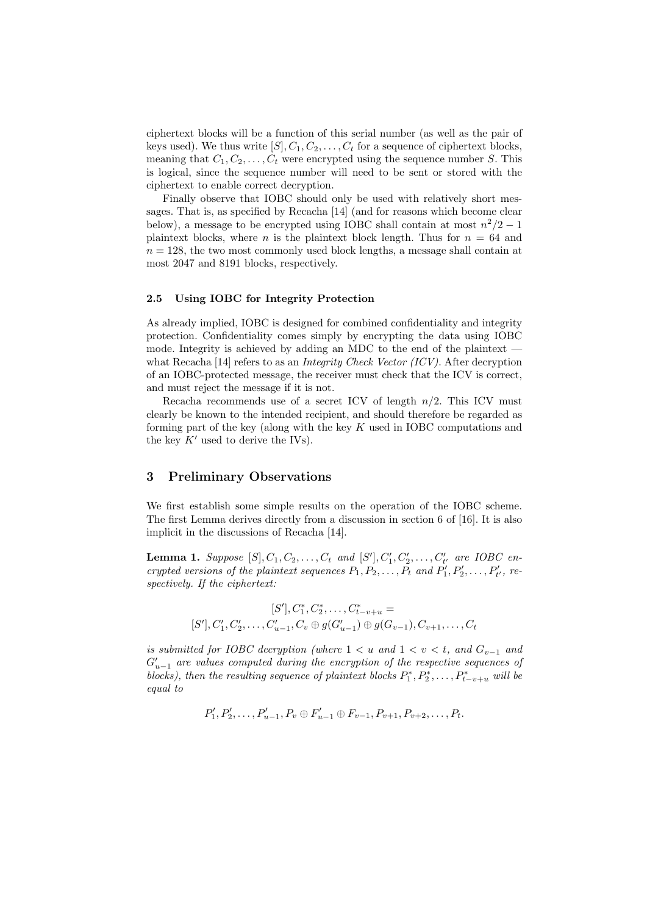ciphertext blocks will be a function of this serial number (as well as the pair of keys used). We thus write $[S], C_1, C_2, \ldots, C_t$ for a sequence of ciphertext blocks, meaning that $C_1, C_2, \ldots, C_t$ were encrypted using the sequence number $S$. This is logical, since the sequence number will need to be sent or stored with the ciphertext to enable correct decryption.

Finally observe that IOBC should only be used with relatively short messages. That is, as specified by Recacha [14] (and for reasons which become clear below), a message to be encrypted using IOBC shall contain at most $n^2/2 - 1$ plaintext blocks, where $n$ is the plaintext block length. Thus for $n = 64$ and $n = 128$, the two most commonly used block lengths, a message shall contain at most 2047 and 8191 blocks, respectively.

### 2.5 Using IOBC for Integrity Protection

As already implied, IOBC is designed for combined confidentiality and integrity protection. Confidentiality comes simply by encrypting the data using IOBC mode. Integrity is achieved by adding an MDC to the end of the plaintext — what Recacha [14] refers to as an *Integrity Check Vector (ICV)*. After decryption of an IOBC-protected message, the receiver must check that the ICV is correct, and must reject the message if it is not.

Recacha recommends use of a secret ICV of length $n/2$. This ICV must clearly be known to the intended recipient, and should therefore be regarded as forming part of the key (along with the key $K$ used in IOBC computations and the key $K'$ used to derive the IVs).

## 3 Preliminary Observations

We first establish some simple results on the operation of the IOBC scheme. The first Lemma derives directly from a discussion in section 6 of [16]. It is also implicit in the discussions of Recacha [14].

**Lemma 1.** *Suppose $[S], C_1, C_2, \ldots, C_t$ and $[S'], C'_1, C'_2, \ldots, C'_{t'}$ are IOBC encrypted versions of the plaintext sequences $P_1, P_2, \ldots, P_t$ and $P'_1, P'_2, \ldots, P'_{t'}$, respectively. If the ciphertext:*

$$[S'], C^*_1, C^*_2, \ldots, C^*_{t-v+u} =$$
$$[S'], C'_1, C'_2, \ldots, C'_{u-1}, C_v \oplus g(G'_{u-1}) \oplus g(G_{v-1}), C_{v+1}, \ldots, C_t$$

*is submitted for IOBC decryption (where $1 < u$ and $1 < v < t$, and $G_{v-1}$ and $G'_{u-1}$ are values computed during the encryption of the respective sequences of blocks), then the resulting sequence of plaintext blocks $P^*_1, P^*_2, \ldots, P^*_{t-v+u}$ will be equal to*

$$P'_1, P'_2, \ldots, P'_{u-1}, P_v \oplus F'_{u-1} \oplus F_{v-1}, P_{v+1}, P_{v+2}, \ldots, P_t.$$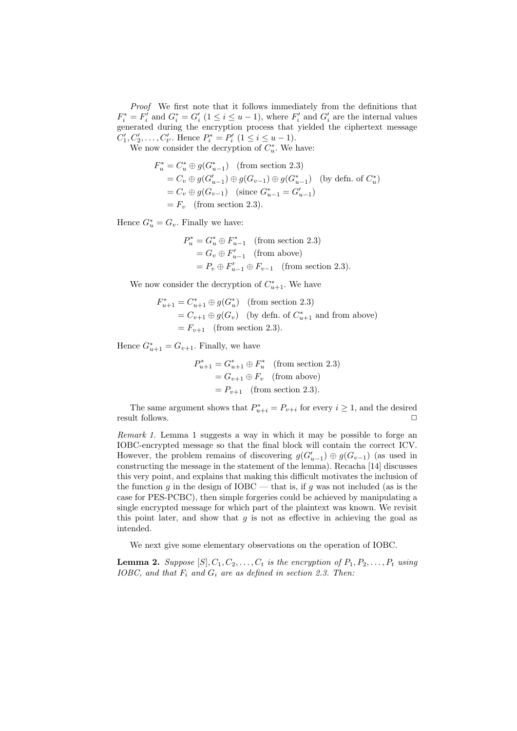*Proof* We first note that it follows immediately from the definitions that $F^*_i = F'_i$ and $G^*_i = G'_i$ $(1 \leq i \leq u-1)$, where $F'_i$ and $G'_i$ are the internal values generated during the encryption process that yielded the ciphertext message $C'_1, C'_2, \ldots, C'_{t'}$. Hence $P^*_i = P'_i$ $(1 \leq i \leq u-1)$.

We now consider the decryption of $C^*_u$. We have:

$$\begin{aligned}
F^*_u &= C^*_u \oplus g(G^*_{u-1}) \quad \text{(from section 2.3)} \\
&= C_v \oplus g(G'_{u-1}) \oplus g(G_{v-1}) \oplus g(G^*_{u-1}) \quad \text{(by defn. of } C^*_u\text{)} \\
&= C_v \oplus g(G_{v-1}) \quad \text{(since } G^*_{u-1} = G'_{u-1}\text{)} \\
&= F_v \quad \text{(from section 2.3).}
\end{aligned}$$

Hence $G^*_u = G_v$. Finally we have:

$$\begin{aligned}
P^*_u &= G^*_u \oplus F^*_{u-1} \quad \text{(from section 2.3)} \\
&= G_v \oplus F'_{u-1} \quad \text{(from above)} \\
&= P_v \oplus F'_{u-1} \oplus F_{v-1} \quad \text{(from section 2.3).}
\end{aligned}$$

We now consider the decryption of $C^*_{u+1}$. We have

$$\begin{aligned}
F^*_{u+1} &= C^*_{u+1} \oplus g(G^*_u) \quad \text{(from section 2.3)} \\
&= C_{v+1} \oplus g(G_v) \quad \text{(by defn. of } C^*_{u+1} \text{ and from above)} \\
&= F_{v+1} \quad \text{(from section 2.3).}
\end{aligned}$$

Hence $G^*_{u+1} = G_{v+1}$. Finally, we have

$$\begin{aligned}
P^*_{u+1} &= G^*_{u+1} \oplus F^*_u \quad \text{(from section 2.3)} \\
&= G_{v+1} \oplus F_v \quad \text{(from above)} \\
&= P_{v+1} \quad \text{(from section 2.3).}
\end{aligned}$$

The same argument shows that $P^*_{u+i} = P_{v+i}$ for every $i \geq 1$, and the desired result follows. □

*Remark 1.* Lemma 1 suggests a way in which it may be possible to forge an IOBC-encrypted message so that the final block will contain the correct ICV. However, the problem remains of discovering $g(G'_{u-1}) \oplus g(G_{v-1})$ (as used in constructing the message in the statement of the lemma). Recacha [14] discusses this very point, and explains that making this difficult motivates the inclusion of the function $g$ in the design of IOBC — that is, if $g$ was not included (as is the case for PES-PCBC), then simple forgeries could be achieved by manipulating a single encrypted message for which part of the plaintext was known. We revisit this point later, and show that $g$ is not as effective in achieving the goal as intended.

We next give some elementary observations on the operation of IOBC.

**Lemma 2.** *Suppose $[S], C_1, C_2, \ldots, C_t$ is the encryption of $P_1, P_2, \ldots, P_t$ using IOBC, and that $F_i$ and $G_i$ are as defined in section 2.3. Then:*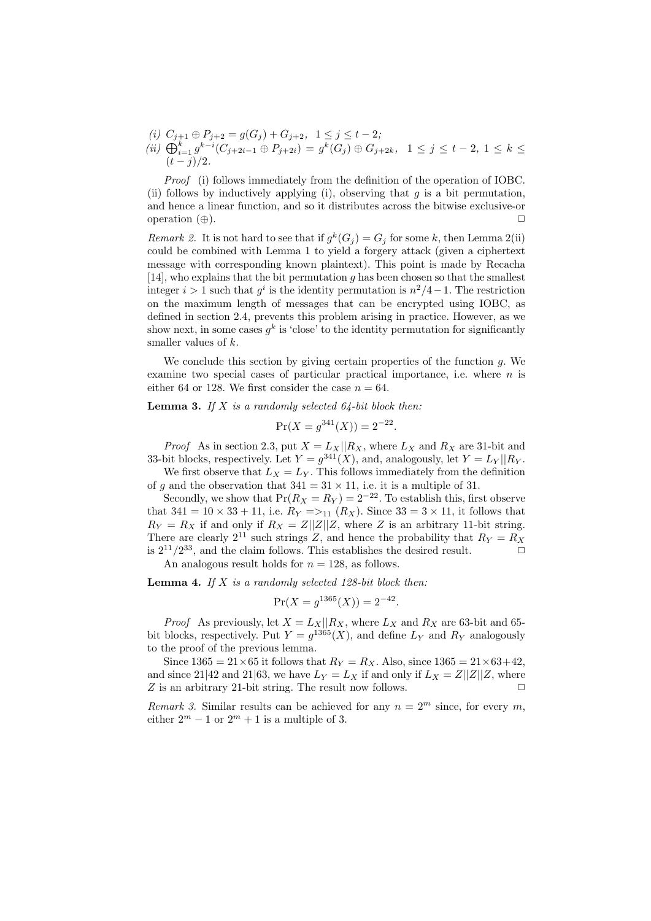*(i)* $C_{j+1} \oplus P_{j+2} = g(G_j) + G_{j+2}$, $1 \leq j \leq t-2$;

*(ii)* $\bigoplus_{i=1}^{k} g^{k-i}(C_{j+2i-1} \oplus P_{j+2i}) = g^k(G_j) \oplus G_{j+2k}$, $1 \leq j \leq t-2$, $1 \leq k \leq (t-j)/2$.

*Proof* (i) follows immediately from the definition of the operation of IOBC. (ii) follows by inductively applying (i), observing that $g$ is a bit permutation, and hence a linear function, and so it distributes across the bitwise exclusive-or operation ($\oplus$). □

*Remark 2.* It is not hard to see that if $g^k(G_j) = G_j$ for some $k$, then Lemma 2(ii) could be combined with Lemma 1 to yield a forgery attack (given a ciphertext message with corresponding known plaintext). This point is made by Recacha [14], who explains that the bit permutation $g$ has been chosen so that the smallest integer $i > 1$ such that $g^i$ is the identity permutation is $n^2/4 - 1$. The restriction on the maximum length of messages that can be encrypted using IOBC, as defined in section 2.4, prevents this problem arising in practice. However, as we show next, in some cases $g^k$ is 'close' to the identity permutation for significantly smaller values of $k$.

We conclude this section by giving certain properties of the function $g$. We examine two special cases of particular practical importance, i.e. where $n$ is either 64 or 128. We first consider the case $n = 64$.

**Lemma 3.** *If $X$ is a randomly selected 64-bit block then:*

$$\Pr(X = g^{341}(X)) = 2^{-22}.$$

*Proof* As in section 2.3, put $X = L_X || R_X$, where $L_X$ and $R_X$ are 31-bit and 33-bit blocks, respectively. Let $Y = g^{341}(X)$, and, analogously, let $Y = L_Y || R_Y$.

We first observe that $L_X = L_Y$. This follows immediately from the definition of $g$ and the observation that $341 = 31 \times 11$, i.e. it is a multiple of 31.

Secondly, we show that $\Pr(R_X = R_Y) = 2^{-22}$. To establish this, first observe that $341 = 10 \times 33 + 11$, i.e. $R_Y = >_{11} (R_X)$. Since $33 = 3 \times 11$, it follows that $R_Y = R_X$ if and only if $R_X = Z||Z||Z$, where $Z$ is an arbitrary 11-bit string. There are clearly $2^{11}$ such strings $Z$, and hence the probability that $R_Y = R_X$ is $2^{11}/2^{33}$, and the claim follows. This establishes the desired result. □

An analogous result holds for $n = 128$, as follows.

**Lemma 4.** *If $X$ is a randomly selected 128-bit block then:*

$$\Pr(X = g^{1365}(X)) = 2^{-42}.$$

*Proof* As previously, let $X = L_X || R_X$, where $L_X$ and $R_X$ are 63-bit and 65-bit blocks, respectively. Put $Y = g^{1365}(X)$, and define $L_Y$ and $R_Y$ analogously to the proof of the previous lemma.

Since $1365 = 21 \times 65$ it follows that $R_Y = R_X$. Also, since $1365 = 21 \times 63 + 42$, and since $21|42$ and $21|63$, we have $L_Y = L_X$ if and only if $L_X = Z||Z||Z$, where $Z$ is an arbitrary 21-bit string. The result now follows. □

*Remark 3.* Similar results can be achieved for any $n = 2^m$ since, for every $m$, either $2^m - 1$ or $2^m + 1$ is a multiple of 3.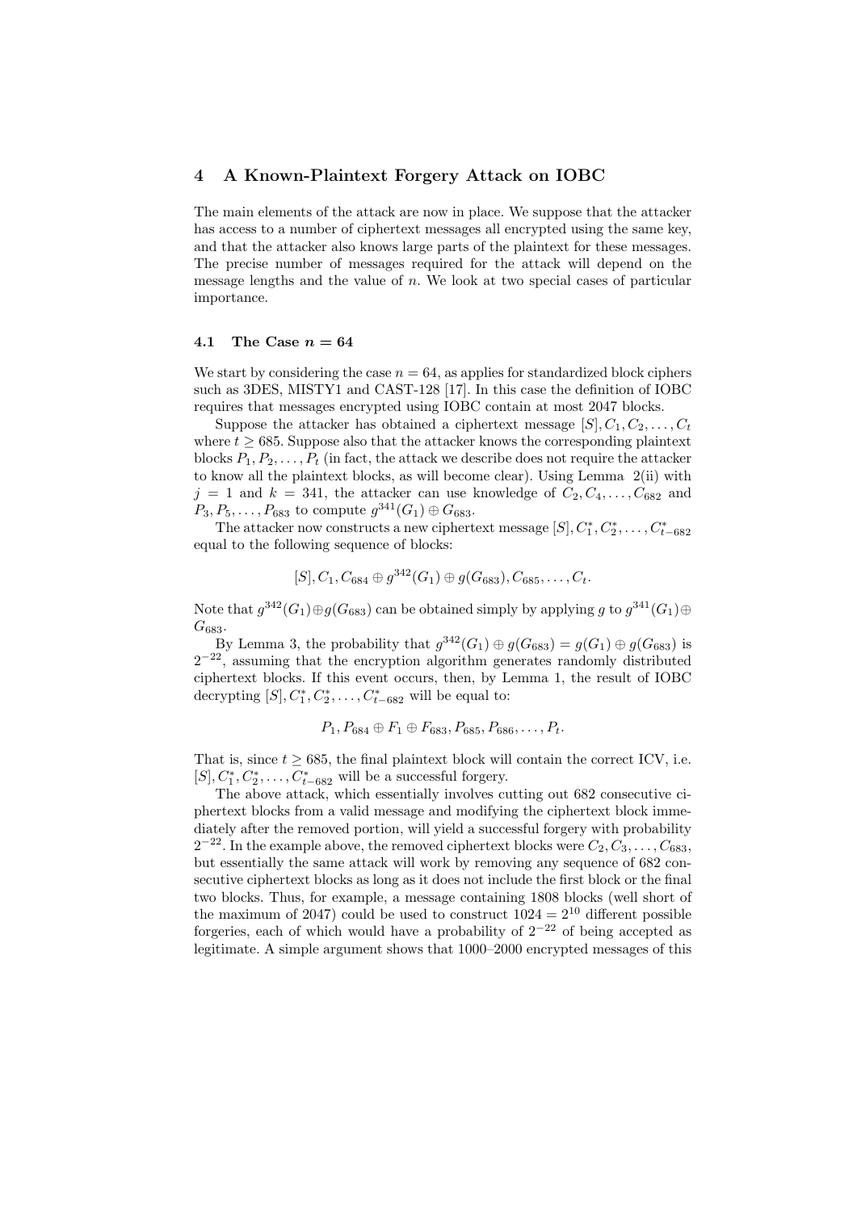## 4 A Known-Plaintext Forgery Attack on IOBC

The main elements of the attack are now in place. We suppose that the attacker has access to a number of ciphertext messages all encrypted using the same key, and that the attacker also knows large parts of the plaintext for these messages. The precise number of messages required for the attack will depend on the message lengths and the value of $n$. We look at two special cases of particular importance.

### 4.1 The Case $n = 64$

We start by considering the case $n = 64$, as applies for standardized block ciphers such as 3DES, MISTY1 and CAST-128 [17]. In this case the definition of IOBC requires that messages encrypted using IOBC contain at most 2047 blocks.

Suppose the attacker has obtained a ciphertext message $[S], C_1, C_2, \ldots, C_t$ where $t \geq 685$. Suppose also that the attacker knows the corresponding plaintext blocks $P_1, P_2, \ldots, P_t$ (in fact, the attack we describe does not require the attacker to know all the plaintext blocks, as will become clear). Using Lemma 2(ii) with $j = 1$ and $k = 341$, the attacker can use knowledge of $C_2, C_4, \ldots, C_{682}$ and $P_3, P_5, \ldots, P_{683}$ to compute $g^{341}(G_1) \oplus G_{683}$.

The attacker now constructs a new ciphertext message $[S], C_1^*, C_2^*, \ldots, C_{t-682}^*$ equal to the following sequence of blocks:

$$[S], C_1, C_{684} \oplus g^{342}(G_1) \oplus g(G_{683}), C_{685}, \ldots, C_t.$$

Note that $g^{342}(G_1) \oplus g(G_{683})$ can be obtained simply by applying $g$ to $g^{341}(G_1) \oplus G_{683}$.

By Lemma 3, the probability that $g^{342}(G_1) \oplus g(G_{683}) = g(G_1) \oplus g(G_{683})$ is $2^{-22}$, assuming that the encryption algorithm generates randomly distributed ciphertext blocks. If this event occurs, then, by Lemma 1, the result of IOBC decrypting $[S], C_1^*, C_2^*, \ldots, C_{t-682}^*$ will be equal to:

$$P_1, P_{684} \oplus F_1 \oplus F_{683}, P_{685}, P_{686}, \ldots, P_t.$$

That is, since $t \geq 685$, the final plaintext block will contain the correct ICV, i.e. $[S], C_1^*, C_2^*, \ldots, C_{t-682}^*$ will be a successful forgery.

The above attack, which essentially involves cutting out 682 consecutive ciphertext blocks from a valid message and modifying the ciphertext block immediately after the removed portion, will yield a successful forgery with probability $2^{-22}$. In the example above, the removed ciphertext blocks were $C_2, C_3, \ldots, C_{683}$, but essentially the same attack will work by removing any sequence of 682 consecutive ciphertext blocks as long as it does not include the first block or the final two blocks. Thus, for example, a message containing 1808 blocks (well short of the maximum of 2047) could be used to construct $1024 = 2^{10}$ different possible forgeries, each of which would have a probability of $2^{-22}$ of being accepted as legitimate. A simple argument shows that 1000–2000 encrypted messages of this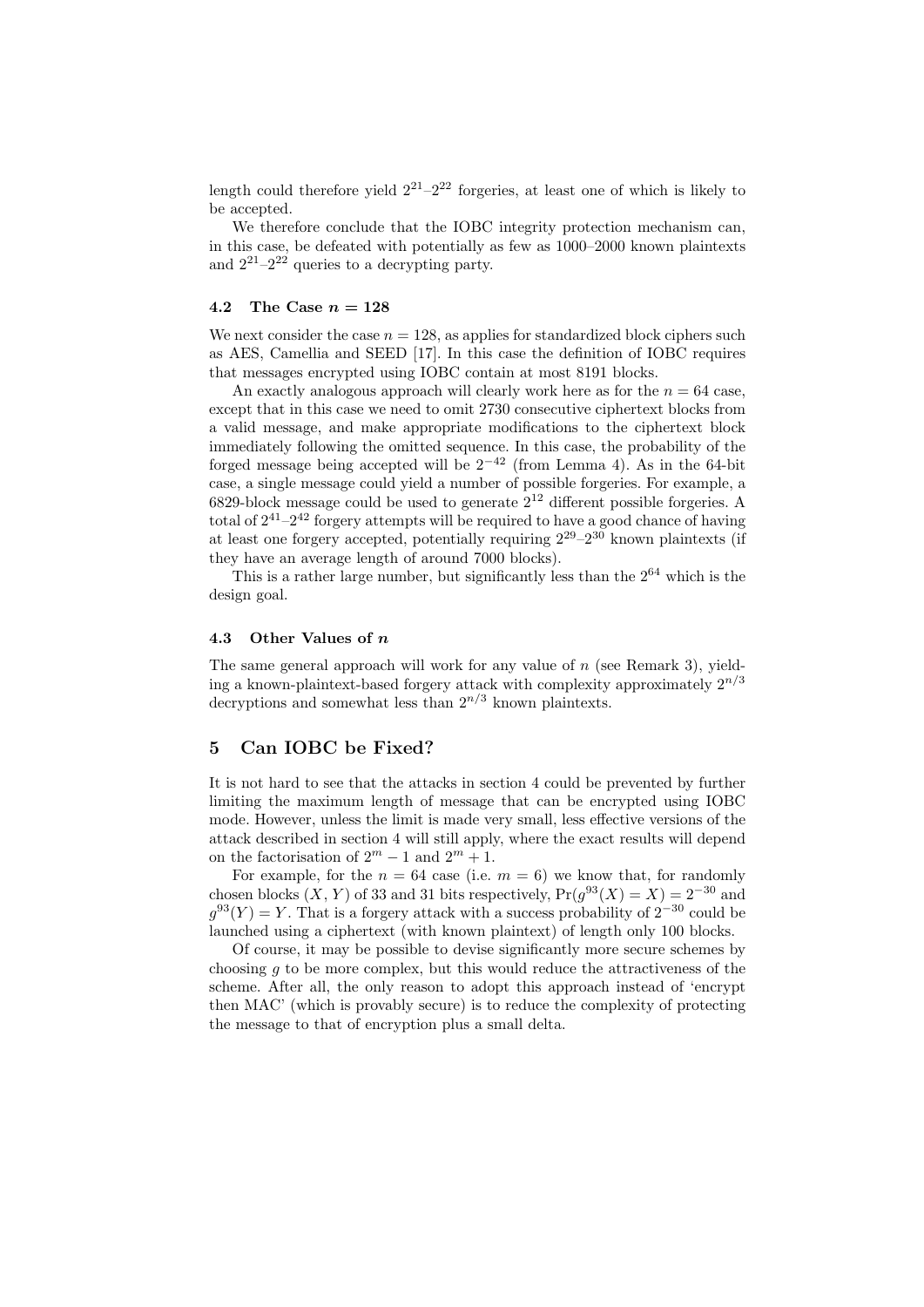length could therefore yield $2^{21}$–$2^{22}$ forgeries, at least one of which is likely to be accepted.

We therefore conclude that the IOBC integrity protection mechanism can, in this case, be defeated with potentially as few as 1000–2000 known plaintexts and $2^{21}$–$2^{22}$ queries to a decrypting party.

### 4.2 The Case $n = 128$

We next consider the case $n = 128$, as applies for standardized block ciphers such as AES, Camellia and SEED [17]. In this case the definition of IOBC requires that messages encrypted using IOBC contain at most 8191 blocks.

An exactly analogous approach will clearly work here as for the $n = 64$ case, except that in this case we need to omit 2730 consecutive ciphertext blocks from a valid message, and make appropriate modifications to the ciphertext block immediately following the omitted sequence. In this case, the probability of the forged message being accepted will be $2^{-42}$ (from Lemma 4). As in the 64-bit case, a single message could yield a number of possible forgeries. For example, a 6829-block message could be used to generate $2^{12}$ different possible forgeries. A total of $2^{41}$–$2^{42}$ forgery attempts will be required to have a good chance of having at least one forgery accepted, potentially requiring $2^{29}$–$2^{30}$ known plaintexts (if they have an average length of around 7000 blocks).

This is a rather large number, but significantly less than the $2^{64}$ which is the design goal.

### 4.3 Other Values of $n$

The same general approach will work for any value of $n$ (see Remark 3), yielding a known-plaintext-based forgery attack with complexity approximately $2^{n/3}$ decryptions and somewhat less than $2^{n/3}$ known plaintexts.

## 5 Can IOBC be Fixed?

It is not hard to see that the attacks in section 4 could be prevented by further limiting the maximum length of message that can be encrypted using IOBC mode. However, unless the limit is made very small, less effective versions of the attack described in section 4 will still apply, where the exact results will depend on the factorisation of $2^m - 1$ and $2^m + 1$.

For example, for the $n = 64$ case (i.e. $m = 6$) we know that, for randomly chosen blocks $(X, Y)$ of 33 and 31 bits respectively, $\Pr(g^{93}(X) = X) = 2^{-30}$ and $g^{93}(Y) = Y$. That is a forgery attack with a success probability of $2^{-30}$ could be launched using a ciphertext (with known plaintext) of length only 100 blocks.

Of course, it may be possible to devise significantly more secure schemes by choosing $g$ to be more complex, but this would reduce the attractiveness of the scheme. After all, the only reason to adopt this approach instead of 'encrypt then MAC' (which is provably secure) is to reduce the complexity of protecting the message to that of encryption plus a small delta.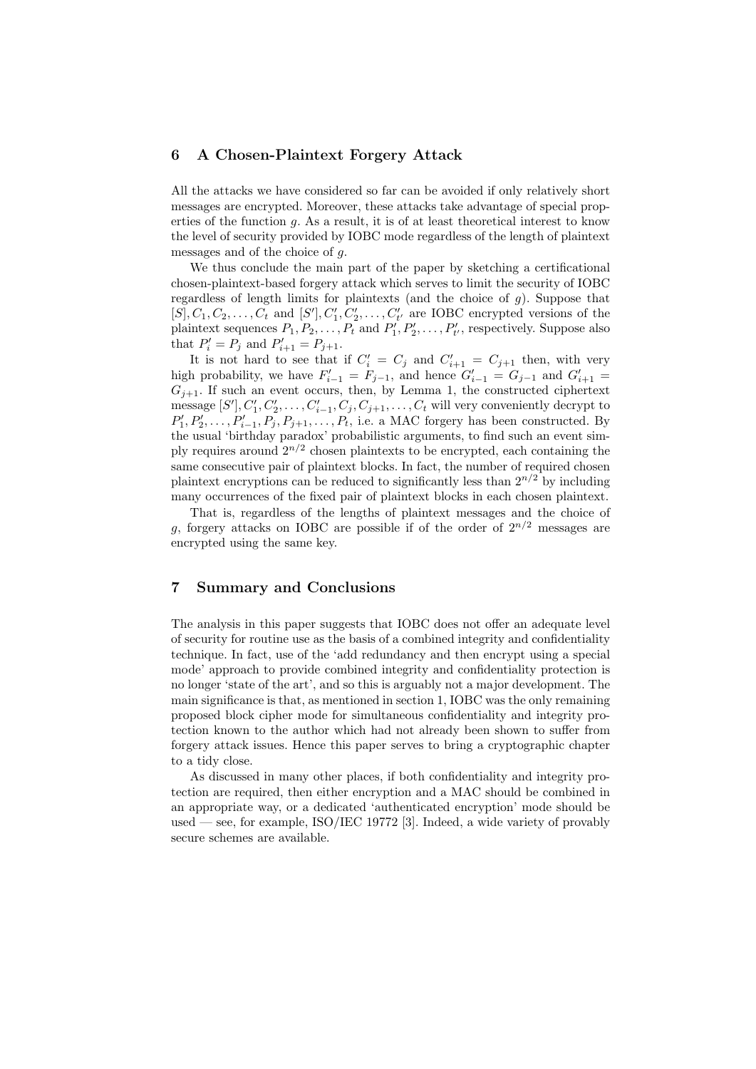## 6 A Chosen-Plaintext Forgery Attack

All the attacks we have considered so far can be avoided if only relatively short messages are encrypted. Moreover, these attacks take advantage of special properties of the function $g$. As a result, it is of at least theoretical interest to know the level of security provided by IOBC mode regardless of the length of plaintext messages and of the choice of $g$.

We thus conclude the main part of the paper by sketching a certificational chosen-plaintext-based forgery attack which serves to limit the security of IOBC regardless of length limits for plaintexts (and the choice of $g$). Suppose that $[S], C_1, C_2, \ldots, C_t$ and $[S'], C'_1, C'_2, \ldots, C'_{t'}$ are IOBC encrypted versions of the plaintext sequences $P_1, P_2, \ldots, P_t$ and $P'_1, P'_2, \ldots, P'_{t'}$, respectively. Suppose also that $P'_i = P_j$ and $P'_{i+1} = P_{j+1}$.

It is not hard to see that if $C'_i = C_j$ and $C'_{i+1} = C_{j+1}$ then, with very high probability, we have $F'_{i-1} = F_{j-1}$, and hence $G'_{i-1} = G_{j-1}$ and $G'_{i+1} = G_{j+1}$. If such an event occurs, then, by Lemma 1, the constructed ciphertext message $[S'], C'_1, C'_2, \ldots, C'_{i-1}, C_j, C_{j+1}, \ldots, C_t$ will very conveniently decrypt to $P'_1, P'_2, \ldots, P'_{i-1}, P_j, P_{j+1}, \ldots, P_t$, i.e. a MAC forgery has been constructed. By the usual 'birthday paradox' probabilistic arguments, to find such an event simply requires around $2^{n/2}$ chosen plaintexts to be encrypted, each containing the same consecutive pair of plaintext blocks. In fact, the number of required chosen plaintext encryptions can be reduced to significantly less than $2^{n/2}$ by including many occurrences of the fixed pair of plaintext blocks in each chosen plaintext.

That is, regardless of the lengths of plaintext messages and the choice of $g$, forgery attacks on IOBC are possible if of the order of $2^{n/2}$ messages are encrypted using the same key.

## 7 Summary and Conclusions

The analysis in this paper suggests that IOBC does not offer an adequate level of security for routine use as the basis of a combined integrity and confidentiality technique. In fact, use of the 'add redundancy and then encrypt using a special mode' approach to provide combined integrity and confidentiality protection is no longer 'state of the art', and so this is arguably not a major development. The main significance is that, as mentioned in section 1, IOBC was the only remaining proposed block cipher mode for simultaneous confidentiality and integrity protection known to the author which had not already been shown to suffer from forgery attack issues. Hence this paper serves to bring a cryptographic chapter to a tidy close.

As discussed in many other places, if both confidentiality and integrity protection are required, then either encryption and a MAC should be combined in an appropriate way, or a dedicated 'authenticated encryption' mode should be used — see, for example, ISO/IEC 19772 [3]. Indeed, a wide variety of provably secure schemes are available.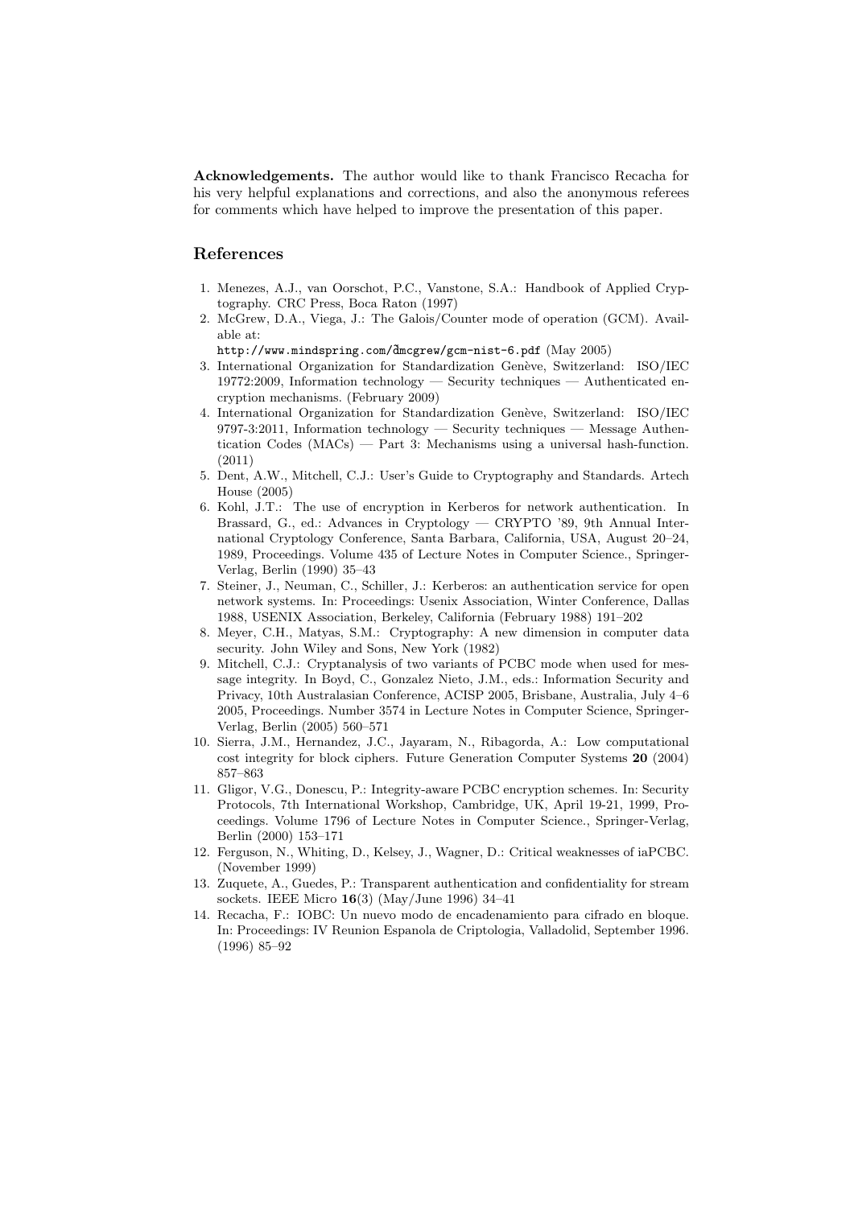**Acknowledgements.** The author would like to thank Francisco Recacha for his very helpful explanations and corrections, and also the anonymous referees for comments which have helped to improve the presentation of this paper.

## References

1. Menezes, A.J., van Oorschot, P.C., Vanstone, S.A.: Handbook of Applied Cryptography. CRC Press, Boca Raton (1997)
2. McGrew, D.A., Viega, J.: The Galois/Counter mode of operation (GCM). Available at: http://www.mindspring.com/~dmcgrew/gcm-nist-6.pdf (May 2005)
3. International Organization for Standardization Genève, Switzerland: ISO/IEC 19772:2009, Information technology — Security techniques — Authenticated encryption mechanisms. (February 2009)
4. International Organization for Standardization Genève, Switzerland: ISO/IEC 9797-3:2011, Information technology — Security techniques — Message Authentication Codes (MACs) — Part 3: Mechanisms using a universal hash-function. (2011)
5. Dent, A.W., Mitchell, C.J.: User's Guide to Cryptography and Standards. Artech House (2005)
6. Kohl, J.T.: The use of encryption in Kerberos for network authentication. In Brassard, G., ed.: Advances in Cryptology — CRYPTO '89, 9th Annual International Cryptology Conference, Santa Barbara, California, USA, August 20–24, 1989, Proceedings. Volume 435 of Lecture Notes in Computer Science., Springer-Verlag, Berlin (1990) 35–43
7. Steiner, J., Neuman, C., Schiller, J.: Kerberos: an authentication service for open network systems. In: Proceedings: Usenix Association, Winter Conference, Dallas 1988, USENIX Association, Berkeley, California (February 1988) 191–202
8. Meyer, C.H., Matyas, S.M.: Cryptography: A new dimension in computer data security. John Wiley and Sons, New York (1982)
9. Mitchell, C.J.: Cryptanalysis of two variants of PCBC mode when used for message integrity. In Boyd, C., Gonzalez Nieto, J.M., eds.: Information Security and Privacy, 10th Australasian Conference, ACISP 2005, Brisbane, Australia, July 4–6 2005, Proceedings. Number 3574 in Lecture Notes in Computer Science, Springer-Verlag, Berlin (2005) 560–571
10. Sierra, J.M., Hernandez, J.C., Jayaram, N., Ribagorda, A.: Low computational cost integrity for block ciphers. Future Generation Computer Systems **20** (2004) 857–863
11. Gligor, V.G., Donescu, P.: Integrity-aware PCBC encryption schemes. In: Security Protocols, 7th International Workshop, Cambridge, UK, April 19-21, 1999, Proceedings. Volume 1796 of Lecture Notes in Computer Science., Springer-Verlag, Berlin (2000) 153–171
12. Ferguson, N., Whiting, D., Kelsey, J., Wagner, D.: Critical weaknesses of iaPCBC. (November 1999)
13. Zuquete, A., Guedes, P.: Transparent authentication and confidentiality for stream sockets. IEEE Micro **16**(3) (May/June 1996) 34–41
14. Recacha, F.: IOBC: Un nuevo modo de encadenamiento para cifrado en bloque. In: Proceedings: IV Reunion Espanola de Criptologia, Valladolid, September 1996. (1996) 85–92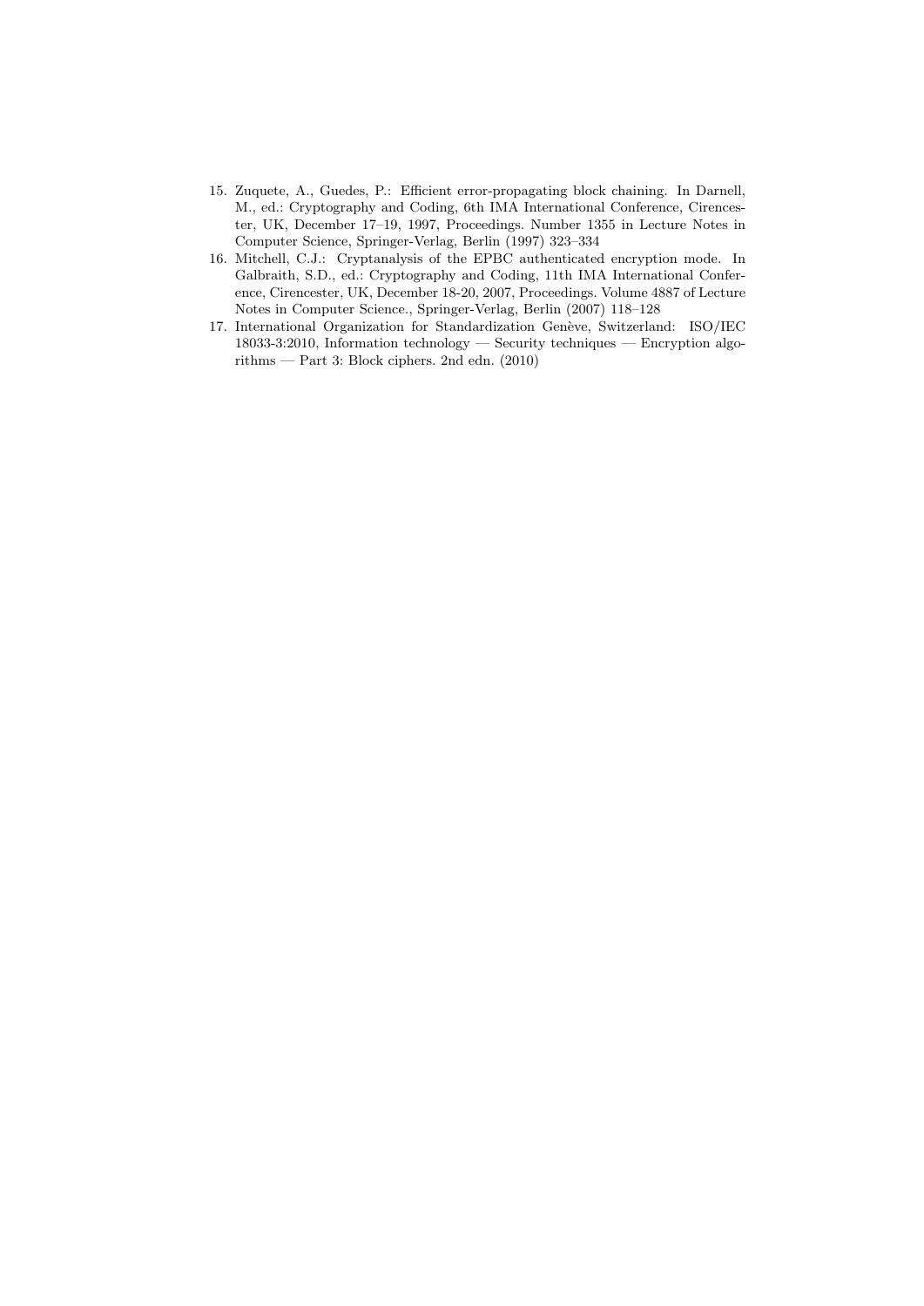15. Zuquete, A., Guedes, P.: Efficient error-propagating block chaining. In Darnell, M., ed.: Cryptography and Coding, 6th IMA International Conference, Cirencester, UK, December 17–19, 1997, Proceedings. Number 1355 in Lecture Notes in Computer Science, Springer-Verlag, Berlin (1997) 323–334
16. Mitchell, C.J.: Cryptanalysis of the EPBC authenticated encryption mode. In Galbraith, S.D., ed.: Cryptography and Coding, 11th IMA International Conference, Cirencester, UK, December 18-20, 2007, Proceedings. Volume 4887 of Lecture Notes in Computer Science., Springer-Verlag, Berlin (2007) 118–128
17. International Organization for Standardization Genève, Switzerland: ISO/IEC 18033-3:2010, Information technology — Security techniques — Encryption algorithms — Part 3: Block ciphers. 2nd edn. (2010)